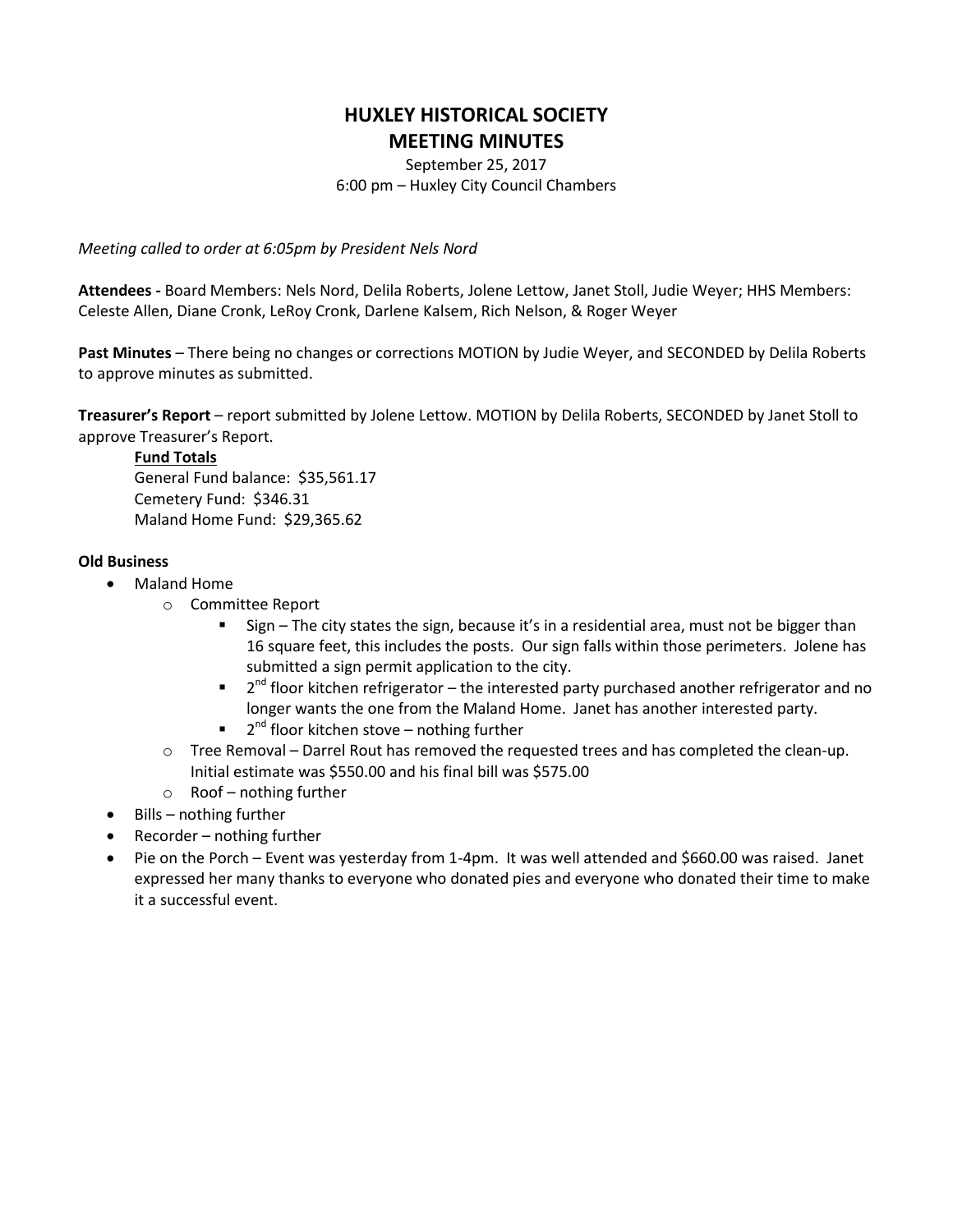# HUXLEY HISTORICAL SOCIETY
# MEETING MINUTES

September 25, 2017
6:00 pm – Huxley City Council Chambers

*Meeting called to order at 6:05pm by President Nels Nord*

**Attendees -** Board Members: Nels Nord, Delila Roberts, Jolene Lettow, Janet Stoll, Judie Weyer; HHS Members: Celeste Allen, Diane Cronk, LeRoy Cronk, Darlene Kalsem, Rich Nelson, & Roger Weyer

**Past Minutes** – There being no changes or corrections MOTION by Judie Weyer, and SECONDED by Delila Roberts to approve minutes as submitted.

**Treasurer's Report** – report submitted by Jolene Lettow. MOTION by Delila Roberts, SECONDED by Janet Stoll to approve Treasurer's Report.

**Fund Totals**
General Fund balance: $35,561.17
Cemetery Fund: $346.31
Maland Home Fund: $29,365.62

**Old Business**

- Maland Home
  - Committee Report
    - Sign – The city states the sign, because it's in a residential area, must not be bigger than 16 square feet, this includes the posts. Our sign falls within those perimeters. Jolene has submitted a sign permit application to the city.
    - 2nd floor kitchen refrigerator – the interested party purchased another refrigerator and no longer wants the one from the Maland Home. Janet has another interested party.
    - 2nd floor kitchen stove – nothing further
  - Tree Removal – Darrel Rout has removed the requested trees and has completed the clean-up. Initial estimate was $550.00 and his final bill was $575.00
  - Roof – nothing further
- Bills – nothing further
- Recorder – nothing further
- Pie on the Porch – Event was yesterday from 1-4pm. It was well attended and $660.00 was raised. Janet expressed her many thanks to everyone who donated pies and everyone who donated their time to make it a successful event.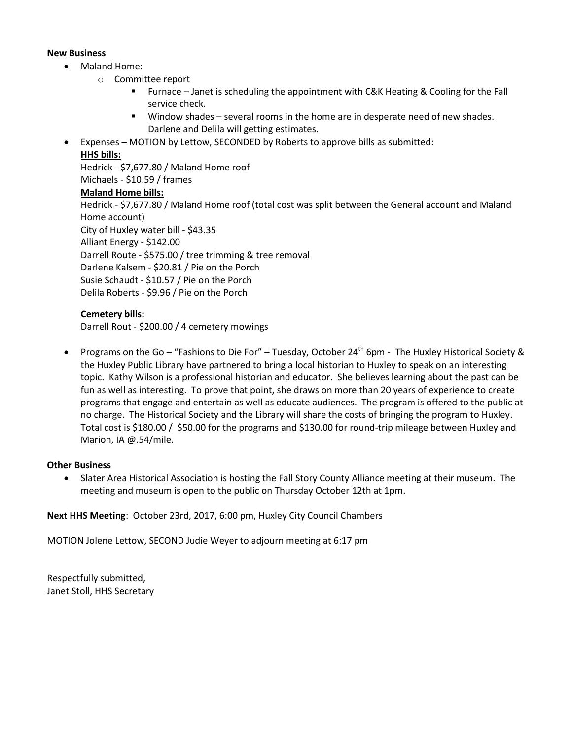**New Business**

- Maland Home:
  - Committee report
    - Furnace – Janet is scheduling the appointment with C&K Heating & Cooling for the Fall service check.
    - Window shades – several rooms in the home are in desperate need of new shades. Darlene and Delila will getting estimates.
- Expenses **–** MOTION by Lettow, SECONDED by Roberts to approve bills as submitted:

  **HHS bills:**
  Hedrick - $7,677.80 / Maland Home roof
  Michaels - $10.59 / frames

  **Maland Home bills:**
  Hedrick - $7,677.80 / Maland Home roof (total cost was split between the General account and Maland Home account)
  City of Huxley water bill - $43.35
  Alliant Energy - $142.00
  Darrell Route - $575.00 / tree trimming & tree removal
  Darlene Kalsem - $20.81 / Pie on the Porch
  Susie Schaudt - $10.57 / Pie on the Porch
  Delila Roberts - $9.96 / Pie on the Porch

  **Cemetery bills:**
  Darrell Rout - $200.00 / 4 cemetery mowings

- Programs on the Go – "Fashions to Die For" – Tuesday, October 24th 6pm - The Huxley Historical Society & the Huxley Public Library have partnered to bring a local historian to Huxley to speak on an interesting topic. Kathy Wilson is a professional historian and educator. She believes learning about the past can be fun as well as interesting. To prove that point, she draws on more than 20 years of experience to create programs that engage and entertain as well as educate audiences. The program is offered to the public at no charge. The Historical Society and the Library will share the costs of bringing the program to Huxley. Total cost is $180.00 / $50.00 for the programs and $130.00 for round-trip mileage between Huxley and Marion, IA @.54/mile.

**Other Business**

- Slater Area Historical Association is hosting the Fall Story County Alliance meeting at their museum. The meeting and museum is open to the public on Thursday October 12th at 1pm.

**Next HHS Meeting**: October 23rd, 2017, 6:00 pm, Huxley City Council Chambers

MOTION Jolene Lettow, SECOND Judie Weyer to adjourn meeting at 6:17 pm

Respectfully submitted,
Janet Stoll, HHS Secretary